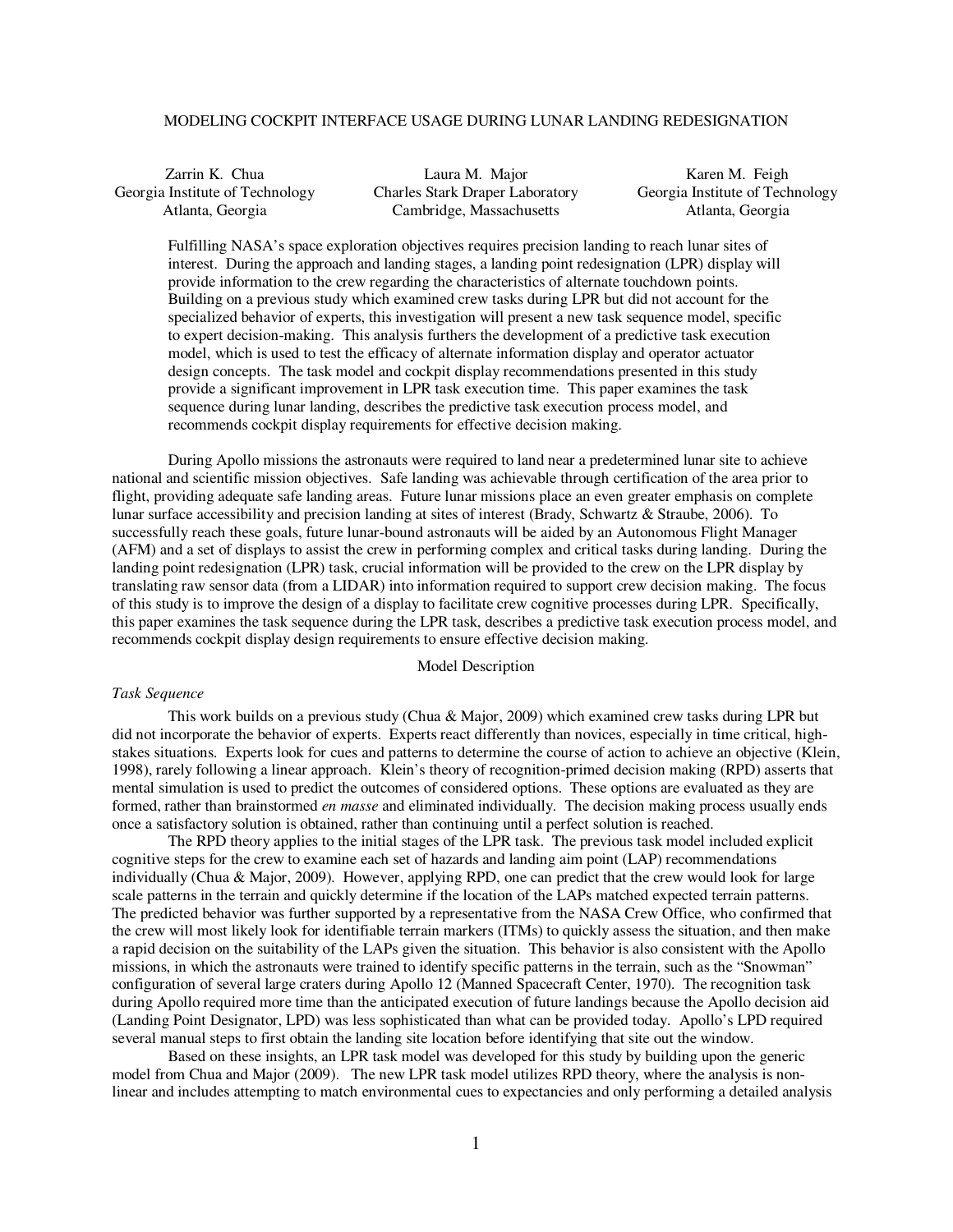# MODELING COCKPIT INTERFACE USAGE DURING LUNAR LANDING REDESIGNATION

Zarrin K. Chua
Georgia Institute of Technology
Atlanta, Georgia

Laura M. Major
Charles Stark Draper Laboratory
Cambridge, Massachusetts

Karen M. Feigh
Georgia Institute of Technology
Atlanta, Georgia

Fulfilling NASA's space exploration objectives requires precision landing to reach lunar sites of interest. During the approach and landing stages, a landing point redesignation (LPR) display will provide information to the crew regarding the characteristics of alternate touchdown points. Building on a previous study which examined crew tasks during LPR but did not account for the specialized behavior of experts, this investigation will present a new task sequence model, specific to expert decision-making. This analysis furthers the development of a predictive task execution model, which is used to test the efficacy of alternate information display and operator actuator design concepts. The task model and cockpit display recommendations presented in this study provide a significant improvement in LPR task execution time. This paper examines the task sequence during lunar landing, describes the predictive task execution process model, and recommends cockpit display requirements for effective decision making.

During Apollo missions the astronauts were required to land near a predetermined lunar site to achieve national and scientific mission objectives. Safe landing was achievable through certification of the area prior to flight, providing adequate safe landing areas. Future lunar missions place an even greater emphasis on complete lunar surface accessibility and precision landing at sites of interest (Brady, Schwartz & Straube, 2006). To successfully reach these goals, future lunar-bound astronauts will be aided by an Autonomous Flight Manager (AFM) and a set of displays to assist the crew in performing complex and critical tasks during landing. During the landing point redesignation (LPR) task, crucial information will be provided to the crew on the LPR display by translating raw sensor data (from a LIDAR) into information required to support crew decision making. The focus of this study is to improve the design of a display to facilitate crew cognitive processes during LPR. Specifically, this paper examines the task sequence during the LPR task, describes a predictive task execution process model, and recommends cockpit display design requirements to ensure effective decision making.

## Model Description

### *Task Sequence*

This work builds on a previous study (Chua & Major, 2009) which examined crew tasks during LPR but did not incorporate the behavior of experts. Experts react differently than novices, especially in time critical, high-stakes situations. Experts look for cues and patterns to determine the course of action to achieve an objective (Klein, 1998), rarely following a linear approach. Klein's theory of recognition-primed decision making (RPD) asserts that mental simulation is used to predict the outcomes of considered options. These options are evaluated as they are formed, rather than brainstormed *en masse* and eliminated individually. The decision making process usually ends once a satisfactory solution is obtained, rather than continuing until a perfect solution is reached.

The RPD theory applies to the initial stages of the LPR task. The previous task model included explicit cognitive steps for the crew to examine each set of hazards and landing aim point (LAP) recommendations individually (Chua & Major, 2009). However, applying RPD, one can predict that the crew would look for large scale patterns in the terrain and quickly determine if the location of the LAPs matched expected terrain patterns. The predicted behavior was further supported by a representative from the NASA Crew Office, who confirmed that the crew will most likely look for identifiable terrain markers (ITMs) to quickly assess the situation, and then make a rapid decision on the suitability of the LAPs given the situation. This behavior is also consistent with the Apollo missions, in which the astronauts were trained to identify specific patterns in the terrain, such as the "Snowman" configuration of several large craters during Apollo 12 (Manned Spacecraft Center, 1970). The recognition task during Apollo required more time than the anticipated execution of future landings because the Apollo decision aid (Landing Point Designator, LPD) was less sophisticated than what can be provided today. Apollo's LPD required several manual steps to first obtain the landing site location before identifying that site out the window.

Based on these insights, an LPR task model was developed for this study by building upon the generic model from Chua and Major (2009). The new LPR task model utilizes RPD theory, where the analysis is non-linear and includes attempting to match environmental cues to expectancies and only performing a detailed analysis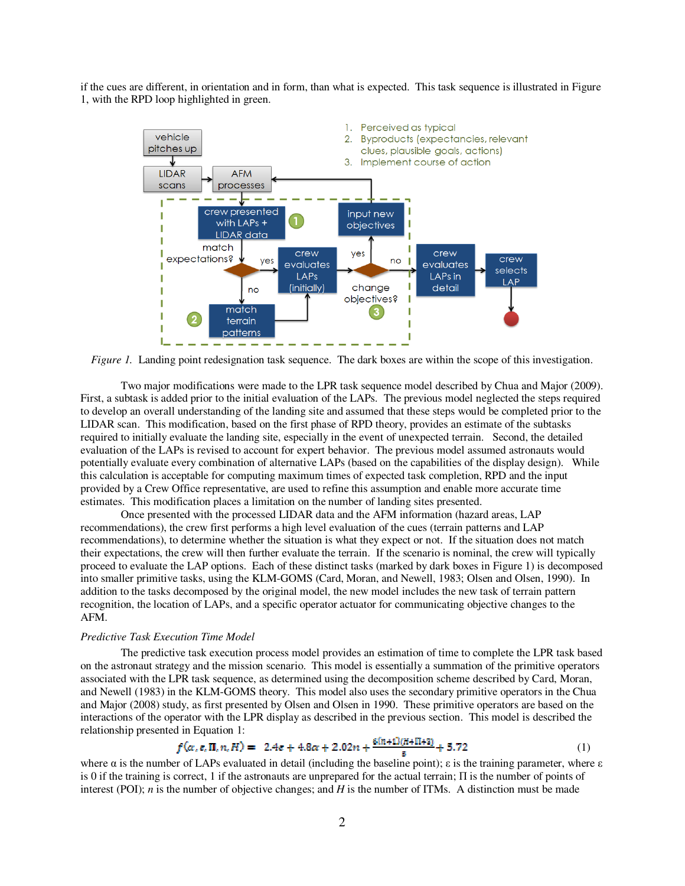if the cues are different, in orientation and in form, than what is expected. This task sequence is illustrated in Figure 1, with the RPD loop highlighted in green.

*Figure 1.* Landing point redesignation task sequence. The dark boxes are within the scope of this investigation.

Two major modifications were made to the LPR task sequence model described by Chua and Major (2009). First, a subtask is added prior to the initial evaluation of the LAPs. The previous model neglected the steps required to develop an overall understanding of the landing site and assumed that these steps would be completed prior to the LIDAR scan. This modification, based on the first phase of RPD theory, provides an estimate of the subtasks required to initially evaluate the landing site, especially in the event of unexpected terrain. Second, the detailed evaluation of the LAPs is revised to account for expert behavior. The previous model assumed astronauts would potentially evaluate every combination of alternative LAPs (based on the capabilities of the display design). While this calculation is acceptable for computing maximum times of expected task completion, RPD and the input provided by a Crew Office representative, are used to refine this assumption and enable more accurate time estimates. This modification places a limitation on the number of landing sites presented.

Once presented with the processed LIDAR data and the AFM information (hazard areas, LAP recommendations), the crew first performs a high level evaluation of the cues (terrain patterns and LAP recommendations), to determine whether the situation is what they expect or not. If the situation does not match their expectations, the crew will then further evaluate the terrain. If the scenario is nominal, the crew will typically proceed to evaluate the LAP options. Each of these distinct tasks (marked by dark boxes in Figure 1) is decomposed into smaller primitive tasks, using the KLM-GOMS (Card, Moran, and Newell, 1983; Olsen and Olsen, 1990). In addition to the tasks decomposed by the original model, the new model includes the new task of terrain pattern recognition, the location of LAPs, and a specific operator actuator for communicating objective changes to the AFM.

*Predictive Task Execution Time Model*

The predictive task execution process model provides an estimation of time to complete the LPR task based on the astronaut strategy and the mission scenario. This model is essentially a summation of the primitive operators associated with the LPR task sequence, as determined using the decomposition scheme described by Card, Moran, and Newell (1983) in the KLM-GOMS theory. This model also uses the secondary primitive operators in the Chua and Major (2008) study, as first presented by Olsen and Olsen in 1990. These primitive operators are based on the interactions of the operator with the LPR display as described in the previous section. This model is described the relationship presented in Equation 1:

$$f(\alpha, \varepsilon, \Pi, n, H) = 2.4\varepsilon + 4.8\alpha + 2.02n + \frac{6(n+1)(H+\Pi+3)}{5} + 5.72 \quad (1)$$

where $\alpha$ is the number of LAPs evaluated in detail (including the baseline point); $\varepsilon$ is the training parameter, where $\varepsilon$ is 0 if the training is correct, 1 if the astronauts are unprepared for the actual terrain; $\Pi$ is the number of points of interest (POI); $n$ is the number of objective changes; and $H$ is the number of ITMs. A distinction must be made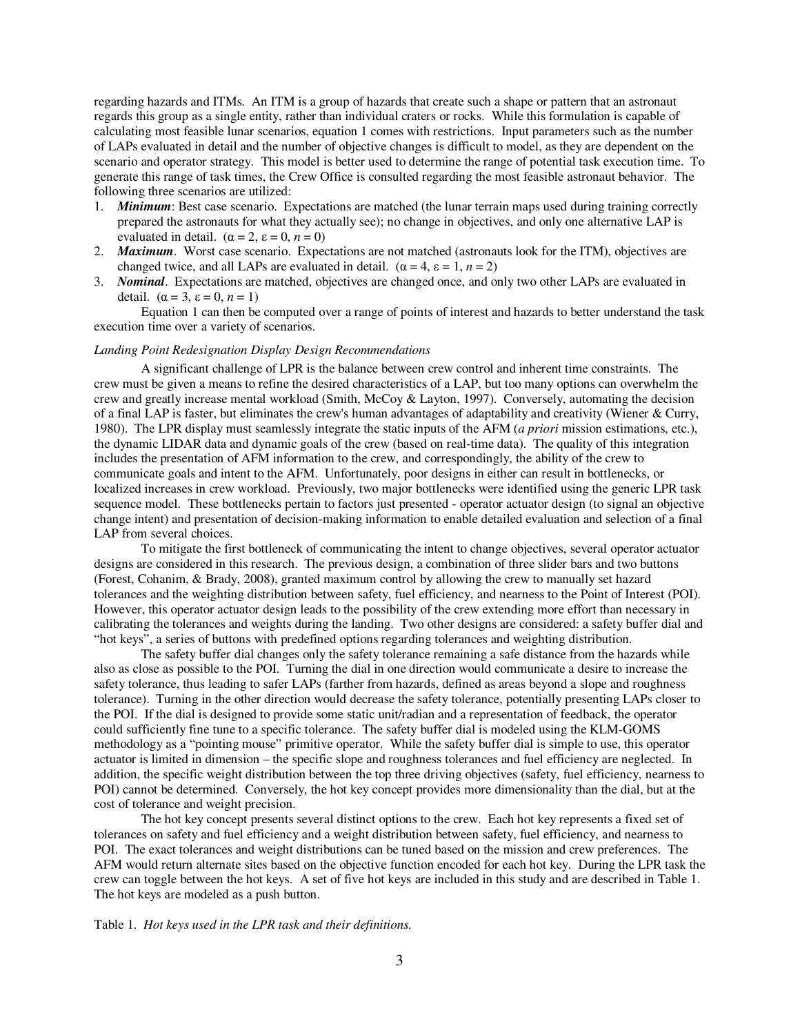regarding hazards and ITMs. An ITM is a group of hazards that create such a shape or pattern that an astronaut regards this group as a single entity, rather than individual craters or rocks. While this formulation is capable of calculating most feasible lunar scenarios, equation 1 comes with restrictions. Input parameters such as the number of LAPs evaluated in detail and the number of objective changes is difficult to model, as they are dependent on the scenario and operator strategy. This model is better used to determine the range of potential task execution time. To generate this range of task times, the Crew Office is consulted regarding the most feasible astronaut behavior. The following three scenarios are utilized:

1. ***Minimum***: Best case scenario. Expectations are matched (the lunar terrain maps used during training correctly prepared the astronauts for what they actually see); no change in objectives, and only one alternative LAP is evaluated in detail. ($\alpha = 2$, $\varepsilon = 0$, $n = 0$)
2. ***Maximum***. Worst case scenario. Expectations are not matched (astronauts look for the ITM), objectives are changed twice, and all LAPs are evaluated in detail. ($\alpha = 4$, $\varepsilon = 1$, $n = 2$)
3. ***Nominal***. Expectations are matched, objectives are changed once, and only two other LAPs are evaluated in detail. ($\alpha = 3$, $\varepsilon = 0$, $n = 1$)

Equation 1 can then be computed over a range of points of interest and hazards to better understand the task execution time over a variety of scenarios.

*Landing Point Redesignation Display Design Recommendations*

A significant challenge of LPR is the balance between crew control and inherent time constraints. The crew must be given a means to refine the desired characteristics of a LAP, but too many options can overwhelm the crew and greatly increase mental workload (Smith, McCoy & Layton, 1997). Conversely, automating the decision of a final LAP is faster, but eliminates the crew's human advantages of adaptability and creativity (Wiener & Curry, 1980). The LPR display must seamlessly integrate the static inputs of the AFM (*a priori* mission estimations, etc.), the dynamic LIDAR data and dynamic goals of the crew (based on real-time data). The quality of this integration includes the presentation of AFM information to the crew, and correspondingly, the ability of the crew to communicate goals and intent to the AFM. Unfortunately, poor designs in either can result in bottlenecks, or localized increases in crew workload. Previously, two major bottlenecks were identified using the generic LPR task sequence model. These bottlenecks pertain to factors just presented - operator actuator design (to signal an objective change intent) and presentation of decision-making information to enable detailed evaluation and selection of a final LAP from several choices.

To mitigate the first bottleneck of communicating the intent to change objectives, several operator actuator designs are considered in this research. The previous design, a combination of three slider bars and two buttons (Forest, Cohanim, & Brady, 2008), granted maximum control by allowing the crew to manually set hazard tolerances and the weighting distribution between safety, fuel efficiency, and nearness to the Point of Interest (POI). However, this operator actuator design leads to the possibility of the crew extending more effort than necessary in calibrating the tolerances and weights during the landing. Two other designs are considered: a safety buffer dial and "hot keys", a series of buttons with predefined options regarding tolerances and weighting distribution.

The safety buffer dial changes only the safety tolerance remaining a safe distance from the hazards while also as close as possible to the POI. Turning the dial in one direction would communicate a desire to increase the safety tolerance, thus leading to safer LAPs (farther from hazards, defined as areas beyond a slope and roughness tolerance). Turning in the other direction would decrease the safety tolerance, potentially presenting LAPs closer to the POI. If the dial is designed to provide some static unit/radian and a representation of feedback, the operator could sufficiently fine tune to a specific tolerance. The safety buffer dial is modeled using the KLM-GOMS methodology as a "pointing mouse" primitive operator. While the safety buffer dial is simple to use, this operator actuator is limited in dimension – the specific slope and roughness tolerances and fuel efficiency are neglected. In addition, the specific weight distribution between the top three driving objectives (safety, fuel efficiency, nearness to POI) cannot be determined. Conversely, the hot key concept provides more dimensionality than the dial, but at the cost of tolerance and weight precision.

The hot key concept presents several distinct options to the crew. Each hot key represents a fixed set of tolerances on safety and fuel efficiency and a weight distribution between safety, fuel efficiency, and nearness to POI. The exact tolerances and weight distributions can be tuned based on the mission and crew preferences. The AFM would return alternate sites based on the objective function encoded for each hot key. During the LPR task the crew can toggle between the hot keys. A set of five hot keys are included in this study and are described in Table 1. The hot keys are modeled as a push button.

Table 1. *Hot keys used in the LPR task and their definitions.*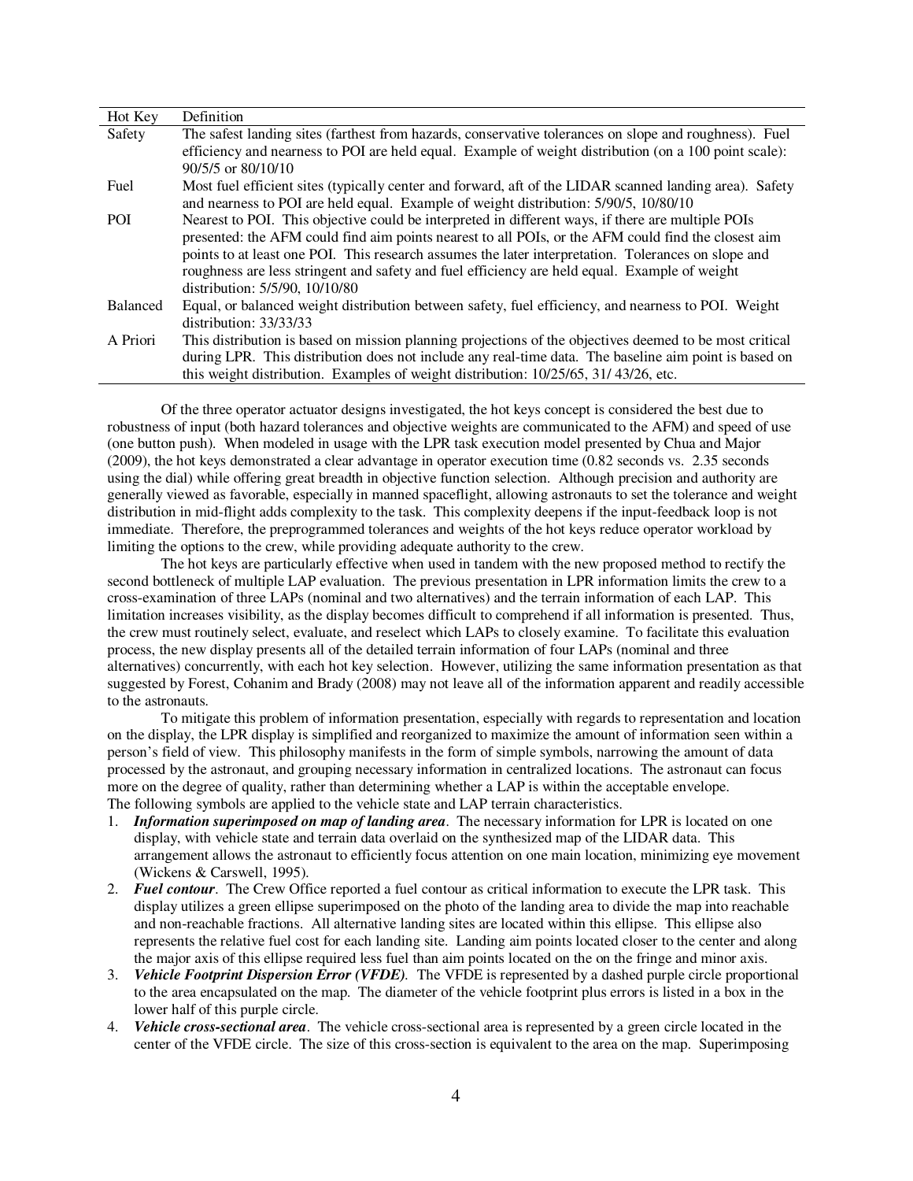| Hot Key | Definition |
|---|---|
| Safety | The safest landing sites (farthest from hazards, conservative tolerances on slope and roughness). Fuel efficiency and nearness to POI are held equal. Example of weight distribution (on a 100 point scale): 90/5/5 or 80/10/10 |
| Fuel | Most fuel efficient sites (typically center and forward, aft of the LIDAR scanned landing area). Safety and nearness to POI are held equal. Example of weight distribution: 5/90/5, 10/80/10 |
| POI | Nearest to POI. This objective could be interpreted in different ways, if there are multiple POIs presented: the AFM could find aim points nearest to all POIs, or the AFM could find the closest aim points to at least one POI. This research assumes the later interpretation. Tolerances on slope and roughness are less stringent and safety and fuel efficiency are held equal. Example of weight distribution: 5/5/90, 10/10/80 |
| Balanced | Equal, or balanced weight distribution between safety, fuel efficiency, and nearness to POI. Weight distribution: 33/33/33 |
| A Priori | This distribution is based on mission planning projections of the objectives deemed to be most critical during LPR. This distribution does not include any real-time data. The baseline aim point is based on this weight distribution. Examples of weight distribution: 10/25/65, 31/ 43/26, etc. |

Of the three operator actuator designs investigated, the hot keys concept is considered the best due to robustness of input (both hazard tolerances and objective weights are communicated to the AFM) and speed of use (one button push). When modeled in usage with the LPR task execution model presented by Chua and Major (2009), the hot keys demonstrated a clear advantage in operator execution time (0.82 seconds vs. 2.35 seconds using the dial) while offering great breadth in objective function selection. Although precision and authority are generally viewed as favorable, especially in manned spaceflight, allowing astronauts to set the tolerance and weight distribution in mid-flight adds complexity to the task. This complexity deepens if the input-feedback loop is not immediate. Therefore, the preprogrammed tolerances and weights of the hot keys reduce operator workload by limiting the options to the crew, while providing adequate authority to the crew.

The hot keys are particularly effective when used in tandem with the new proposed method to rectify the second bottleneck of multiple LAP evaluation. The previous presentation in LPR information limits the crew to a cross-examination of three LAPs (nominal and two alternatives) and the terrain information of each LAP. This limitation increases visibility, as the display becomes difficult to comprehend if all information is presented. Thus, the crew must routinely select, evaluate, and reselect which LAPs to closely examine. To facilitate this evaluation process, the new display presents all of the detailed terrain information of four LAPs (nominal and three alternatives) concurrently, with each hot key selection. However, utilizing the same information presentation as that suggested by Forest, Cohanim and Brady (2008) may not leave all of the information apparent and readily accessible to the astronauts.

To mitigate this problem of information presentation, especially with regards to representation and location on the display, the LPR display is simplified and reorganized to maximize the amount of information seen within a person's field of view. This philosophy manifests in the form of simple symbols, narrowing the amount of data processed by the astronaut, and grouping necessary information in centralized locations. The astronaut can focus more on the degree of quality, rather than determining whether a LAP is within the acceptable envelope. The following symbols are applied to the vehicle state and LAP terrain characteristics.

1. ***Information superimposed on map of landing area***. The necessary information for LPR is located on one display, with vehicle state and terrain data overlaid on the synthesized map of the LIDAR data. This arrangement allows the astronaut to efficiently focus attention on one main location, minimizing eye movement (Wickens & Carswell, 1995).
2. ***Fuel contour***. The Crew Office reported a fuel contour as critical information to execute the LPR task. This display utilizes a green ellipse superimposed on the photo of the landing area to divide the map into reachable and non-reachable fractions. All alternative landing sites are located within this ellipse. This ellipse also represents the relative fuel cost for each landing site. Landing aim points located closer to the center and along the major axis of this ellipse required less fuel than aim points located on the on the fringe and minor axis.
3. ***Vehicle Footprint Dispersion Error (VFDE)***. The VFDE is represented by a dashed purple circle proportional to the area encapsulated on the map. The diameter of the vehicle footprint plus errors is listed in a box in the lower half of this purple circle.
4. ***Vehicle cross-sectional area***. The vehicle cross-sectional area is represented by a green circle located in the center of the VFDE circle. The size of this cross-section is equivalent to the area on the map. Superimposing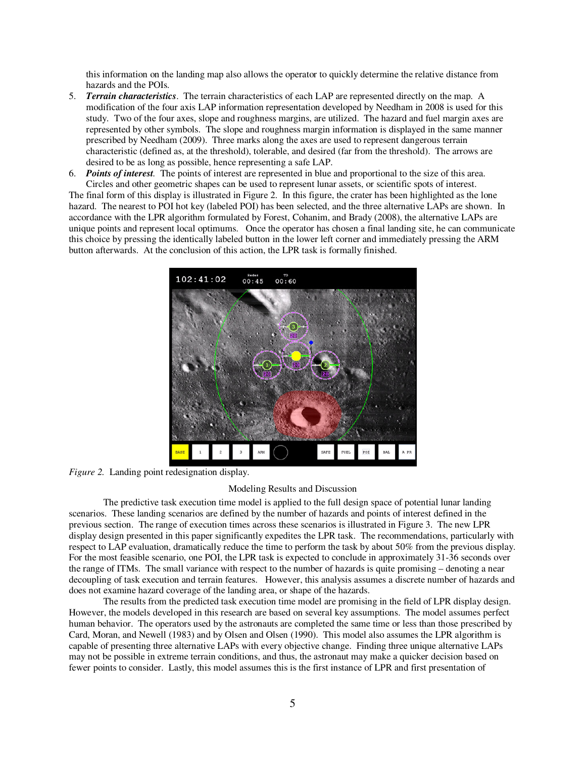this information on the landing map also allows the operator to quickly determine the relative distance from hazards and the POIs.

5. ***Terrain characteristics***. The terrain characteristics of each LAP are represented directly on the map. A modification of the four axis LAP information representation developed by Needham in 2008 is used for this study. Two of the four axes, slope and roughness margins, are utilized. The hazard and fuel margin axes are represented by other symbols. The slope and roughness margin information is displayed in the same manner prescribed by Needham (2009). Three marks along the axes are used to represent dangerous terrain characteristic (defined as, at the threshold), tolerable, and desired (far from the threshold). The arrows are desired to be as long as possible, hence representing a safe LAP.
6. ***Points of interest***. The points of interest are represented in blue and proportional to the size of this area. Circles and other geometric shapes can be used to represent lunar assets, or scientific spots of interest.

The final form of this display is illustrated in Figure 2. In this figure, the crater has been highlighted as the lone hazard. The nearest to POI hot key (labeled POI) has been selected, and the three alternative LAPs are shown. In accordance with the LPR algorithm formulated by Forest, Cohanim, and Brady (2008), the alternative LAPs are unique points and represent local optimums. Once the operator has chosen a final landing site, he can communicate this choice by pressing the identically labeled button in the lower left corner and immediately pressing the ARM button afterwards. At the conclusion of this action, the LPR task is formally finished.

*Figure 2.* Landing point redesignation display.

## Modeling Results and Discussion

The predictive task execution time model is applied to the full design space of potential lunar landing scenarios. These landing scenarios are defined by the number of hazards and points of interest defined in the previous section. The range of execution times across these scenarios is illustrated in Figure 3. The new LPR display design presented in this paper significantly expedites the LPR task. The recommendations, particularly with respect to LAP evaluation, dramatically reduce the time to perform the task by about 50% from the previous display. For the most feasible scenario, one POI, the LPR task is expected to conclude in approximately 31-36 seconds over the range of ITMs. The small variance with respect to the number of hazards is quite promising – denoting a near decoupling of task execution and terrain features. However, this analysis assumes a discrete number of hazards and does not examine hazard coverage of the landing area, or shape of the hazards.

The results from the predicted task execution time model are promising in the field of LPR display design. However, the models developed in this research are based on several key assumptions. The model assumes perfect human behavior. The operators used by the astronauts are completed the same time or less than those prescribed by Card, Moran, and Newell (1983) and by Olsen and Olsen (1990). This model also assumes the LPR algorithm is capable of presenting three alternative LAPs with every objective change. Finding three unique alternative LAPs may not be possible in extreme terrain conditions, and thus, the astronaut may make a quicker decision based on fewer points to consider. Lastly, this model assumes this is the first instance of LPR and first presentation of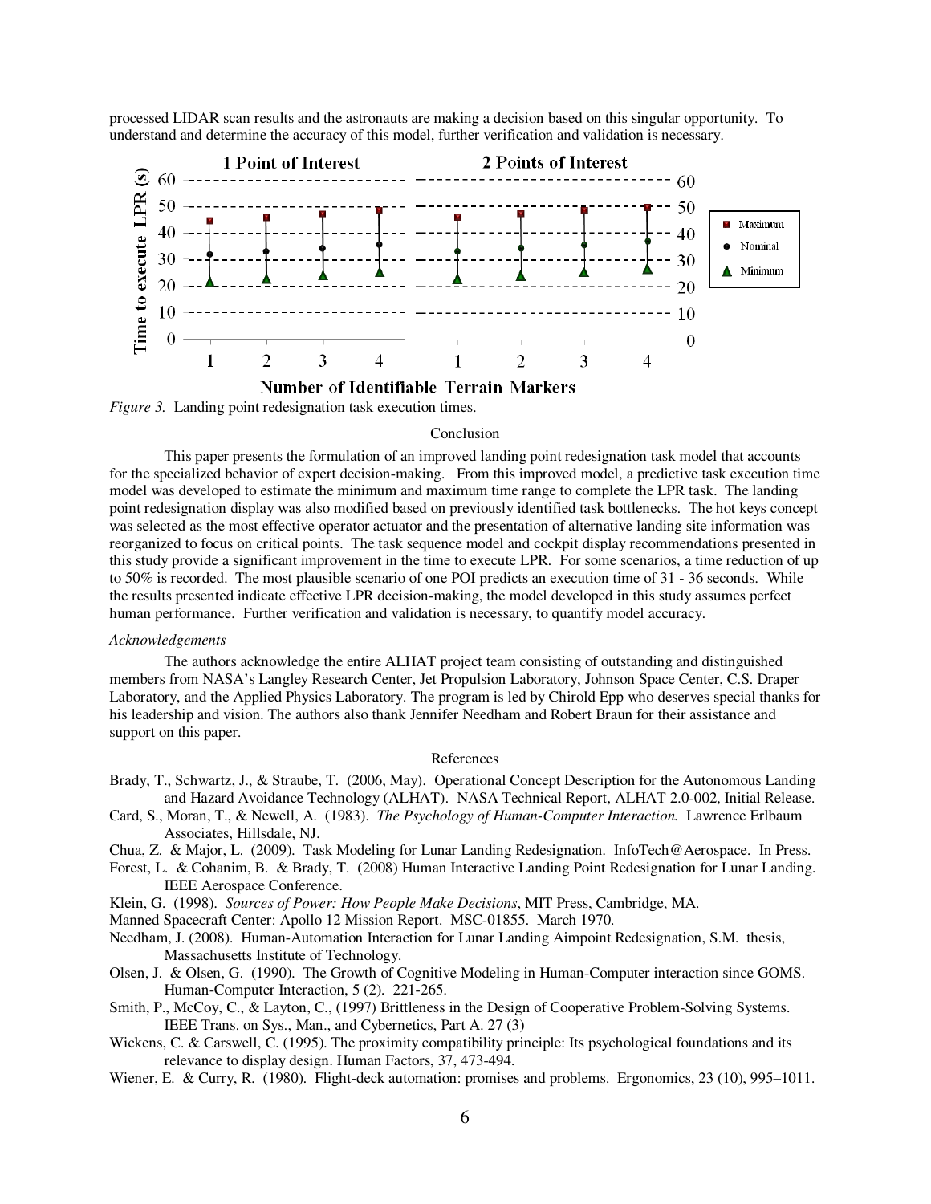processed LIDAR scan results and the astronauts are making a decision based on this singular opportunity. To understand and determine the accuracy of this model, further verification and validation is necessary.

1 Point of Interest

2 Points of Interest

Time to execute LPR (s)

60
50
40
30
20
10
0

1 2 3 4

1 2 3 4

Number of Identifiable Terrain Markers

Maximum
Nominal
Minimum

*Figure 3.* Landing point redesignation task execution times.

## Conclusion

This paper presents the formulation of an improved landing point redesignation task model that accounts for the specialized behavior of expert decision-making. From this improved model, a predictive task execution time model was developed to estimate the minimum and maximum time range to complete the LPR task. The landing point redesignation display was also modified based on previously identified task bottlenecks. The hot keys concept was selected as the most effective operator actuator and the presentation of alternative landing site information was reorganized to focus on critical points. The task sequence model and cockpit display recommendations presented in this study provide a significant improvement in the time to execute LPR. For some scenarios, a time reduction of up to 50% is recorded. The most plausible scenario of one POI predicts an execution time of 31 - 36 seconds. While the results presented indicate effective LPR decision-making, the model developed in this study assumes perfect human performance. Further verification and validation is necessary, to quantify model accuracy.

### *Acknowledgements*

The authors acknowledge the entire ALHAT project team consisting of outstanding and distinguished members from NASA's Langley Research Center, Jet Propulsion Laboratory, Johnson Space Center, C.S. Draper Laboratory, and the Applied Physics Laboratory. The program is led by Chirold Epp who deserves special thanks for his leadership and vision. The authors also thank Jennifer Needham and Robert Braun for their assistance and support on this paper.

## References

Brady, T., Schwartz, J., & Straube, T. (2006, May). Operational Concept Description for the Autonomous Landing and Hazard Avoidance Technology (ALHAT). NASA Technical Report, ALHAT 2.0-002, Initial Release.

Card, S., Moran, T., & Newell, A. (1983). *The Psychology of Human-Computer Interaction.* Lawrence Erlbaum Associates, Hillsdale, NJ.

Chua, Z. & Major, L. (2009). Task Modeling for Lunar Landing Redesignation. InfoTech@Aerospace. In Press.

Forest, L. & Cohanim, B. & Brady, T. (2008) Human Interactive Landing Point Redesignation for Lunar Landing. IEEE Aerospace Conference.

Klein, G. (1998). *Sources of Power: How People Make Decisions*, MIT Press, Cambridge, MA.

Manned Spacecraft Center: Apollo 12 Mission Report. MSC-01855. March 1970.

Needham, J. (2008). Human-Automation Interaction for Lunar Landing Aimpoint Redesignation, S.M. thesis, Massachusetts Institute of Technology.

Olsen, J. & Olsen, G. (1990). The Growth of Cognitive Modeling in Human-Computer interaction since GOMS. Human-Computer Interaction, 5 (2). 221-265.

Smith, P., McCoy, C., & Layton, C., (1997) Brittleness in the Design of Cooperative Problem-Solving Systems. IEEE Trans. on Sys., Man., and Cybernetics, Part A. 27 (3)

Wickens, C. & Carswell, C. (1995). The proximity compatibility principle: Its psychological foundations and its relevance to display design. Human Factors, 37, 473-494.

Wiener, E. & Curry, R. (1980). Flight-deck automation: promises and problems. Ergonomics, 23 (10), 995–1011.